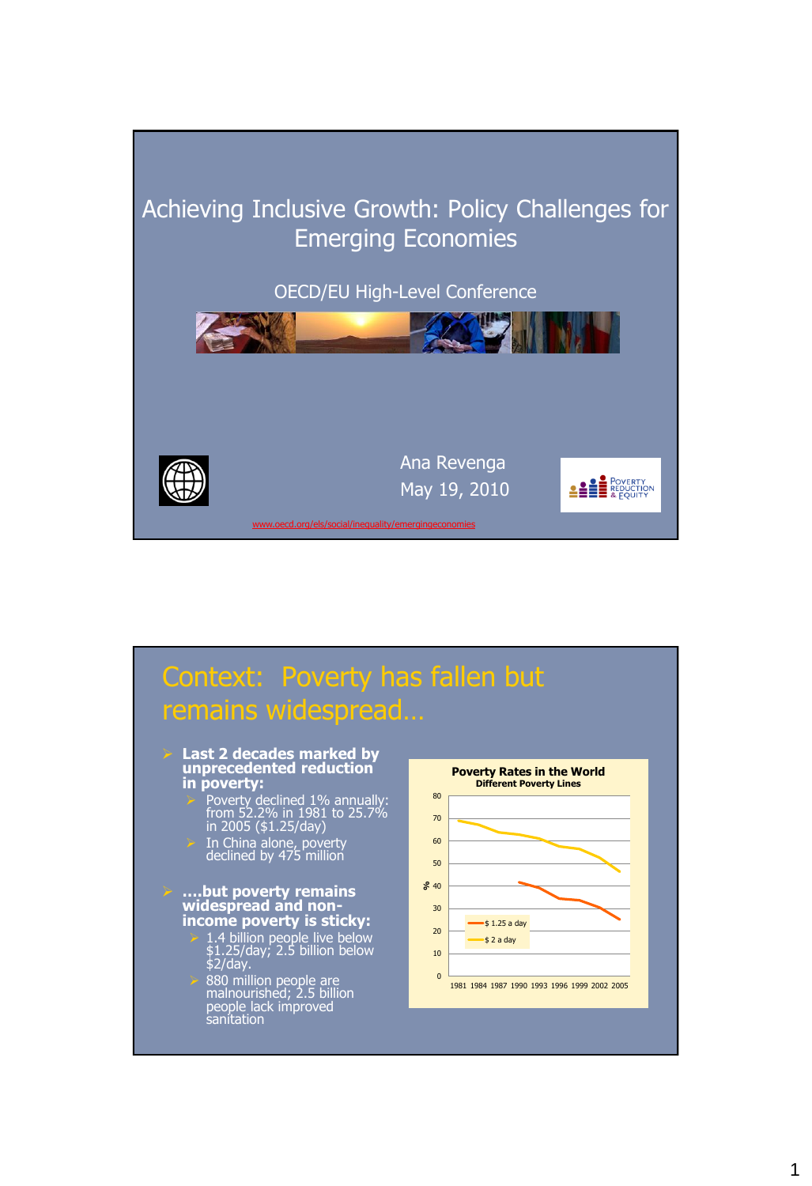# Achieving Inclusive Growth: Policy Challenges for Emerging Economies

OECD/EU High-Level Conference

Ana Revenga

May 19, 2010

www.oecd.org/els/social/inequality/emergingeconomies

Poverty Reduction & Equity

## Context: Poverty has fallen but remains widespread…

- **Last 2 decades marked by unprecedented reduction in poverty:**
  - Poverty declined 1% annually: from 52.2% in 1981 to 25.7% in 2005 ($1.25/day)
  - In China alone, poverty declined by 475 million
- **….but poverty remains widespread and non-income poverty is sticky:**
  - 1.4 billion people live below $1.25/day; 2.5 billion below $2/day.
  - 880 million people are malnourished; 2.5 billion people lack improved sanitation

**Poverty Rates in the World**
**Different Poverty Lines**

Y-axis: % (0–80); X-axis: 1981 1984 1987 1990 1993 1996 1999 2002 2005

Legend: $ 1.25 a day; $ 2 a day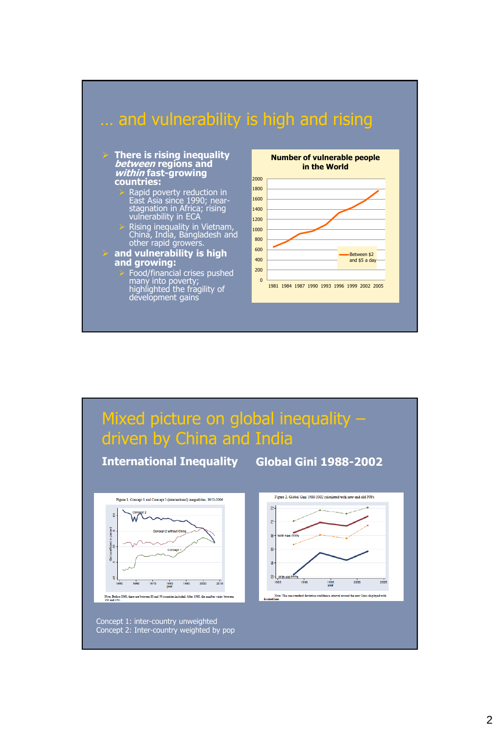## … and vulnerability is high and rising

- **There is rising inequality *between* regions and *within* fast-growing countries:**
  - Rapid poverty reduction in East Asia since 1990; near-stagnation in Africa; rising vulnerability in ECA
  - Rising inequality in Vietnam, China, India, Bangladesh and other rapid growers.
- **and vulnerability is high and growing:**
  - Food/financial crises pushed many into poverty; highlighted the fragility of development gains

**Number of vulnerable people in the World**

Between $2 and $5 a day

## Mixed picture on global inequality – driven by China and India

**International Inequality** | **Global Gini 1988-2002**

Figure 1. Concept 1 and Concept 2 (international) inequalities, 1952-2006

Note. Before 1960, there are between 80 and 90 countries included. After 1960, the number varies between 150 and 170.

Figure 2. Global Gini 1988-2002 calculated with new and old PPPs

Note: The one-standard deviation confidence interval around the new Ginis displayed with dashed line.

Concept 1: inter-country unweighted
Concept 2: Inter-country weighted by pop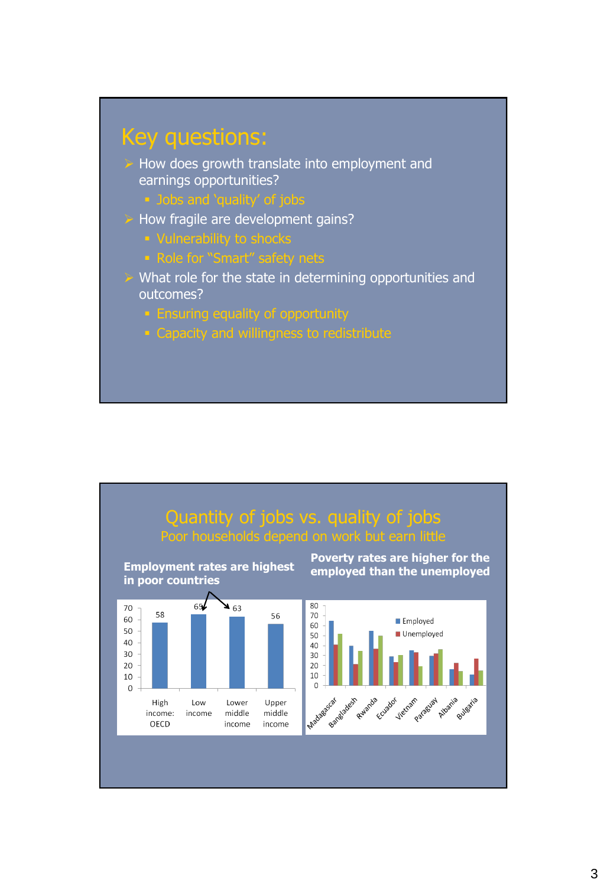## Key questions:

- How does growth translate into employment and earnings opportunities?
  - Jobs and 'quality' of jobs
- How fragile are development gains?
  - Vulnerability to shocks
  - Role for "Smart" safety nets
- What role for the state in determining opportunities and outcomes?
  - Ensuring equality of opportunity
  - Capacity and willingness to redistribute

## Quantity of jobs vs. quality of jobs

Poor households depend on work but earn little

**Employment rates are highest in poor countries**

| High income: OECD | Low income | Lower middle income | Upper middle income |
|---|---|---|---|
| 58 | 65 | 63 | 56 |

**Poverty rates are higher for the employed than the unemployed**

Legend: Employed, Unemployed

Countries: Madagascar, Bangladesh, Rwanda, Ecuador, Vietnam, Paraguay, Albania, Bulgaria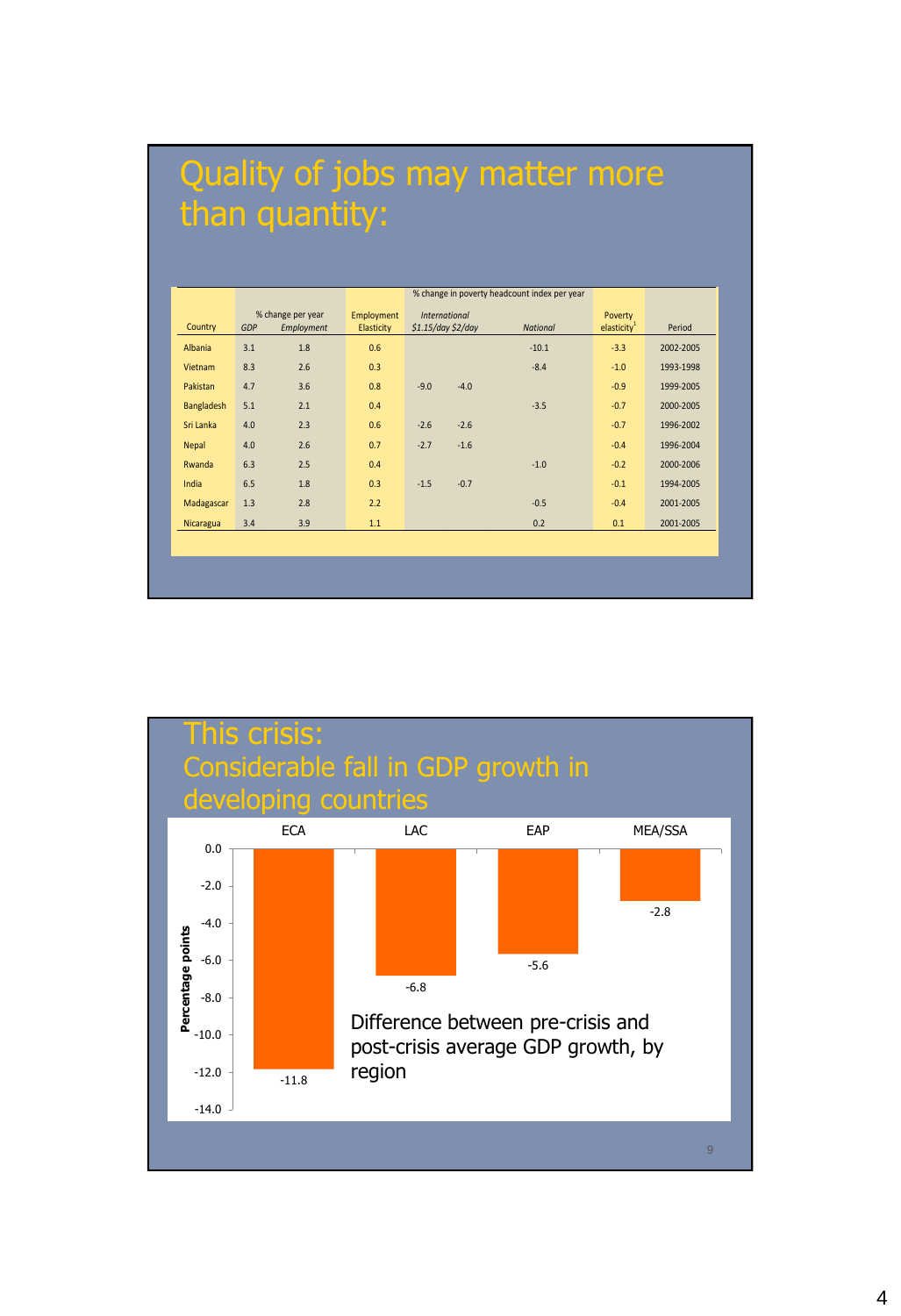# Quality of jobs may matter more than quantity:

| Country | % change per year | | Employment Elasticity | % change in poverty headcount index per year | | | Poverty elasticity[1] | Period |
|---|---|---|---|---|---|---|---|---|
| | GDP | Employment | | International $1.15/day | $2/day | National | | |
| Albania | 3.1 | 1.8 | 0.6 | | | -10.1 | -3.3 | 2002-2005 |
| Vietnam | 8.3 | 2.6 | 0.3 | | | -8.4 | -1.0 | 1993-1998 |
| Pakistan | 4.7 | 3.6 | 0.8 | -9.0 | -4.0 | | -0.9 | 1999-2005 |
| Bangladesh | 5.1 | 2.1 | 0.4 | | | -3.5 | -0.7 | 2000-2005 |
| Sri Lanka | 4.0 | 2.3 | 0.6 | -2.6 | -2.6 | | -0.7 | 1996-2002 |
| Nepal | 4.0 | 2.6 | 0.7 | -2.7 | -1.6 | | -0.4 | 1996-2004 |
| Rwanda | 6.3 | 2.5 | 0.4 | | | -1.0 | -0.2 | 2000-2006 |
| India | 6.5 | 1.8 | 0.3 | -1.5 | -0.7 | | -0.1 | 1994-2005 |
| Madagascar | 1.3 | 2.8 | 2.2 | | | -0.5 | -0.4 | 2001-2005 |
| Nicaragua | 3.4 | 3.9 | 1.1 | | | 0.2 | 0.1 | 2001-2005 |

# This crisis: Considerable fall in GDP growth in developing countries

Difference between pre-crisis and post-crisis average GDP growth, by region

| Region | Percentage points |
|---|---|
| ECA | -11.8 |
| LAC | -6.8 |
| EAP | -5.6 |
| MEA/SSA | -2.8 |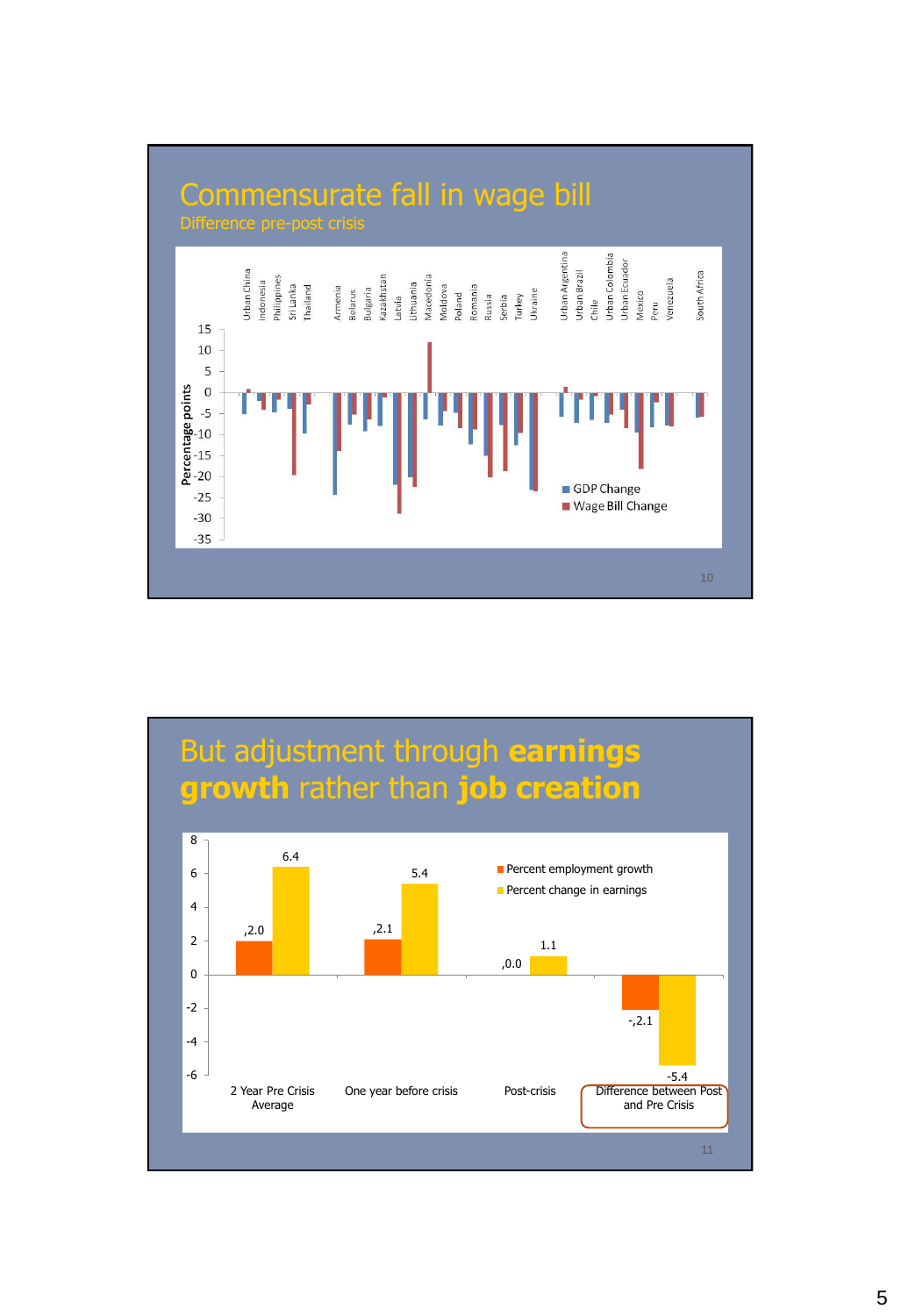# Commensurate fall in wage bill

Difference pre-post crisis

Percentage points

Urban China, Indonesia, Philippines, Sri Lanka, Thailand, Armenia, Belarus, Bulgaria, Kazakhstan, Latvia, Lithuania, Macedonia, Moldova, Poland, Romania, Russia, Serbia, Turkey, Ukraine, Urban Argentina, Urban Brazil, Chile, Urban Colombia, Urban Ecuador, Mexico, Peru, Venezuela, South Africa

15, 10, 5, 0, -5, -10, -15, -20, -25, -30, -35

■ GDP Change
■ Wage Bill Change

# But adjustment through **earnings growth** rather than **job creation**

■ Percent employment growth
■ Percent change in earnings

| | Percent employment growth | Percent change in earnings |
|---|---|---|
| 2 Year Pre Crisis Average | ,2.0 | 6.4 |
| One year before crisis | ,2.1 | 5.4 |
| Post-crisis | ,0.0 | 1.1 |
| Difference between Post and Pre Crisis | -,2.1 | -5.4 |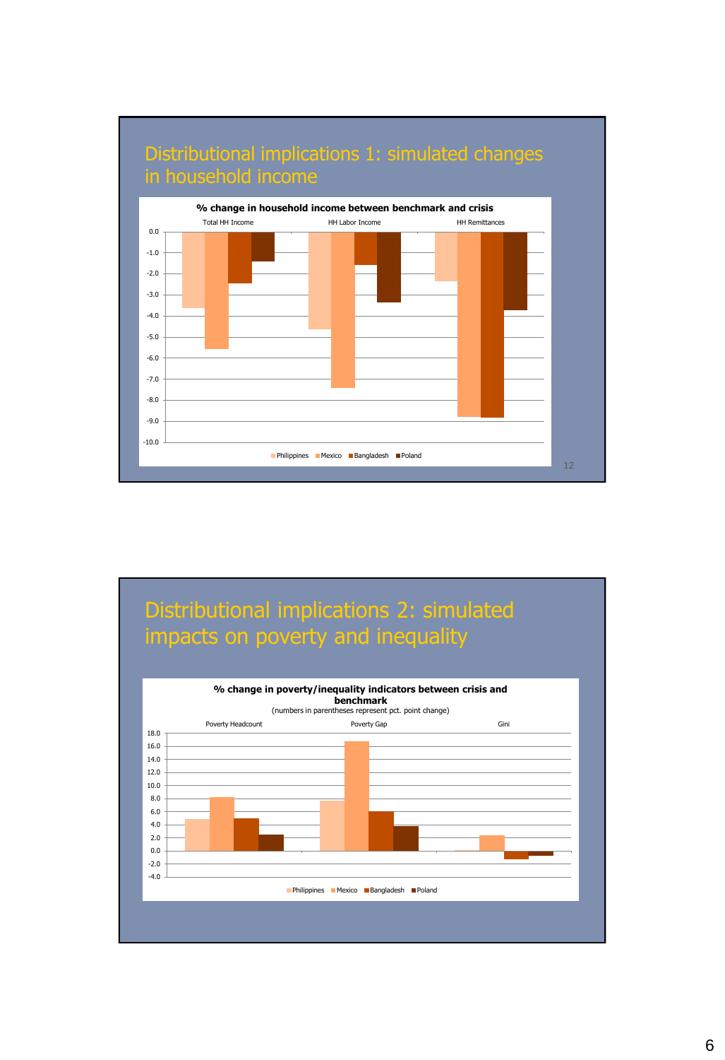## Distributional implications 1: simulated changes in household income

**% change in household income between benchmark and crisis**

Total HH Income | HH Labor Income | HH Remittances

0.0, -1.0, -2.0, -3.0, -4.0, -5.0, -6.0, -7.0, -8.0, -9.0, -10.0

Philippines | Mexico | Bangladesh | Poland

## Distributional implications 2: simulated impacts on poverty and inequality

**% change in poverty/inequality indicators between crisis and benchmark**

(numbers in parentheses represent pct. point change)

Poverty Headcount | Poverty Gap | Gini

18.0, 16.0, 14.0, 12.0, 10.0, 8.0, 6.0, 4.0, 2.0, 0.0, -2.0, -4.0

Philippines | Mexico | Bangladesh | Poland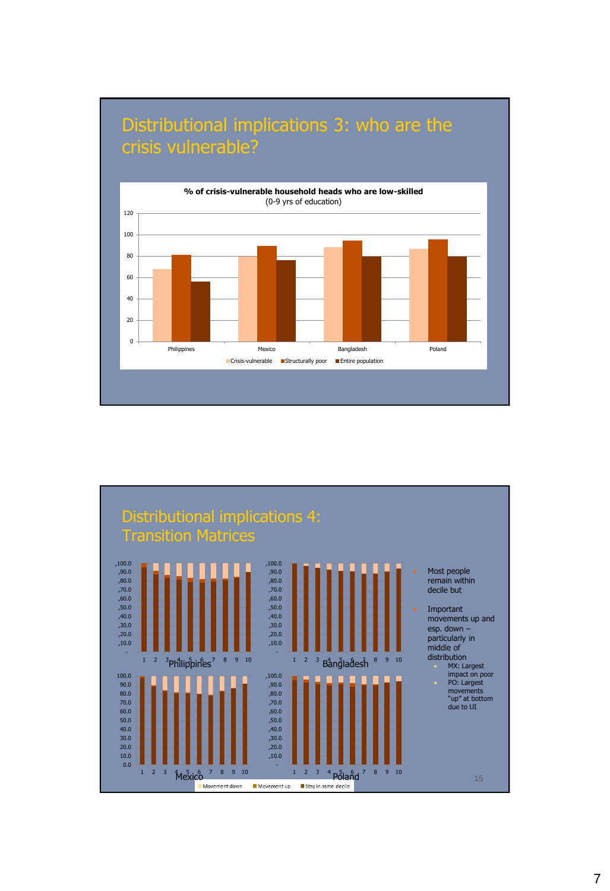## Distributional implications 3: who are the crisis vulnerable?

**% of crisis-vulnerable household heads who are low-skilled**
(0-9 yrs of education)

| | Crisis-vulnerable | Structurally poor | Entire population |
|---|---|---|---|
| Philippines | 68 | 81 | 56 |
| Mexico | 80 | 89 | 76 |
| Bangladesh | 88 | 94 | 80 |
| Poland | 87 | 95 | 80 |

## Distributional implications 4: Transition Matrices

Charts: Philippines, Bangladesh, Mexico, Poland (deciles 1–10; Movement down, Movement up, Stay in same decile)

- Most people remain within decile but
- Important movements up and esp. down – particularly in middle of distribution
  - MX: Largest impact on poor
  - PO: Largest movements "up" at bottom due to UI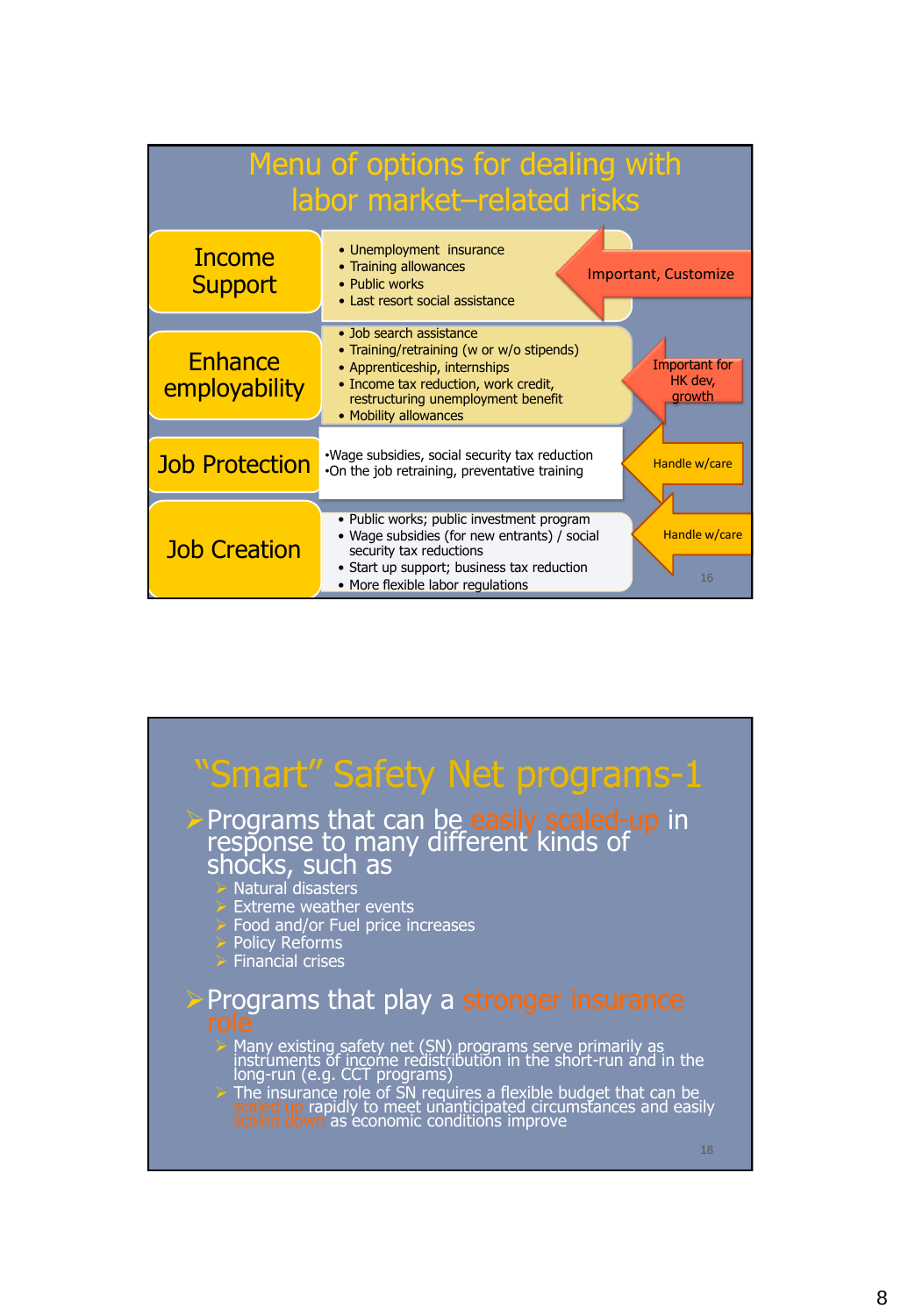## Menu of options for dealing with labor market–related risks

| Category | Options | Note |
|---|---|---|
| Income Support | • Unemployment insurance<br>• Training allowances<br>• Public works<br>• Last resort social assistance | Important, Customize |
| Enhance employability | • Job search assistance<br>• Training/retraining (w or w/o stipends)<br>• Apprenticeship, internships<br>• Income tax reduction, work credit, restructuring unemployment benefit<br>• Mobility allowances | Important for HK dev, growth |
| Job Protection | •Wage subsidies, social security tax reduction<br>•On the job retraining, preventative training | Handle w/care |
| Job Creation | • Public works; public investment program<br>• Wage subsidies (for new entrants) / social security tax reductions<br>• Start up support; business tax reduction<br>• More flexible labor regulations | Handle w/care |

## "Smart" Safety Net programs-1

- Programs that can be easily scaled-up in response to many different kinds of shocks, such as
  - Natural disasters
  - Extreme weather events
  - Food and/or Fuel price increases
  - Policy Reforms
  - Financial crises
- Programs that play a stronger insurance role
  - Many existing safety net (SN) programs serve primarily as instruments of income redistribution in the short-run and in the long-run (e.g. CCT programs)
  - The insurance role of SN requires a flexible budget that can be scaled up rapidly to meet unanticipated circumstances and easily scaled down as economic conditions improve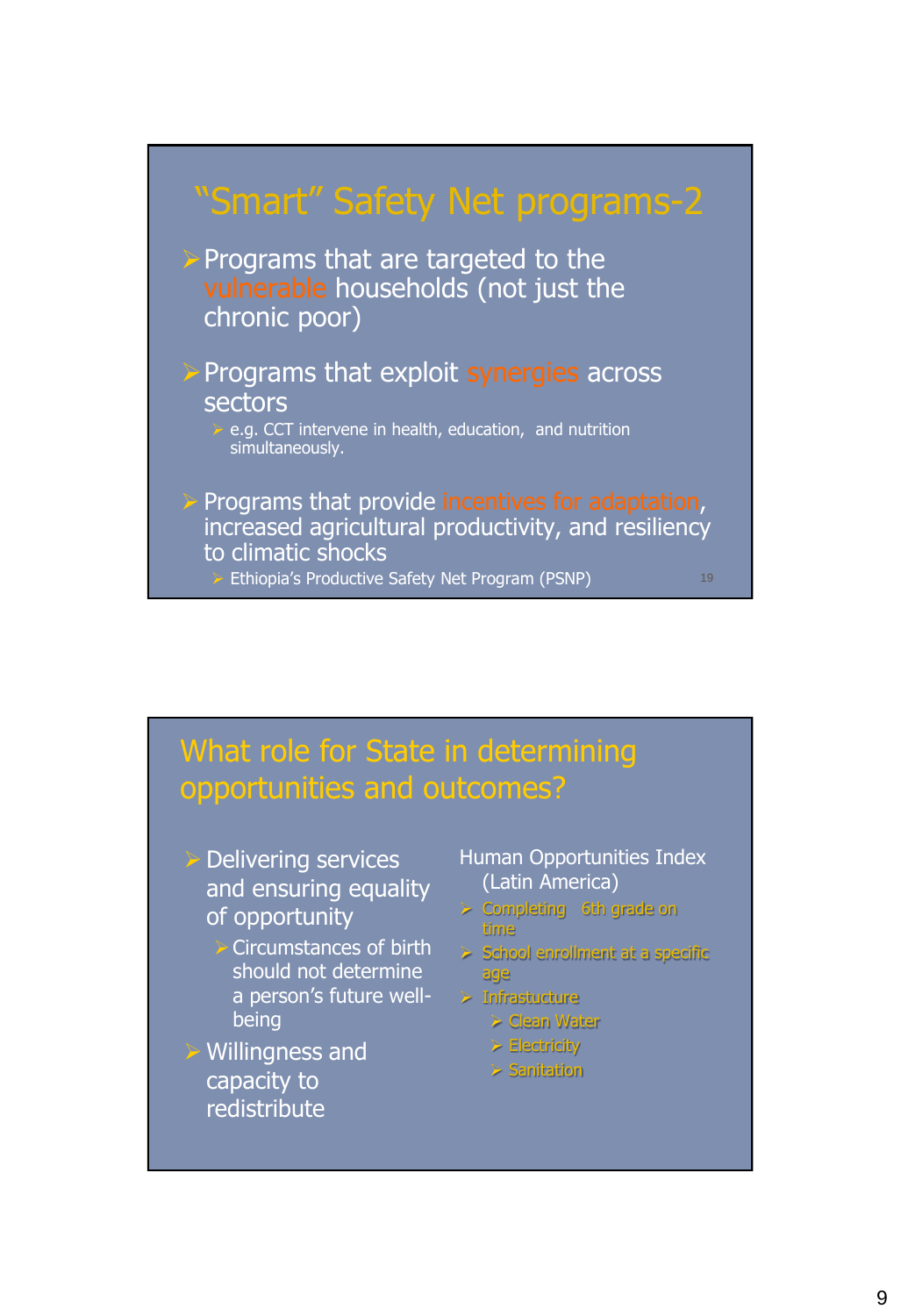## "Smart" Safety Net programs-2

- Programs that are targeted to the vulnerable households (not just the chronic poor)
- Programs that exploit synergies across sectors
  - e.g. CCT intervene in health, education, and nutrition simultaneously.
- Programs that provide incentives for adaptation, increased agricultural productivity, and resiliency to climatic shocks
  - Ethiopia's Productive Safety Net Program (PSNP)

## What role for State in determining opportunities and outcomes?

- Delivering services and ensuring equality of opportunity
  - Circumstances of birth should not determine a person's future well-being
- Willingness and capacity to redistribute

Human Opportunities Index (Latin America)

- Completing 6th grade on time
- School enrollment at a specific age
- Infrastucture
  - Clean Water
  - Electricity
  - Sanitation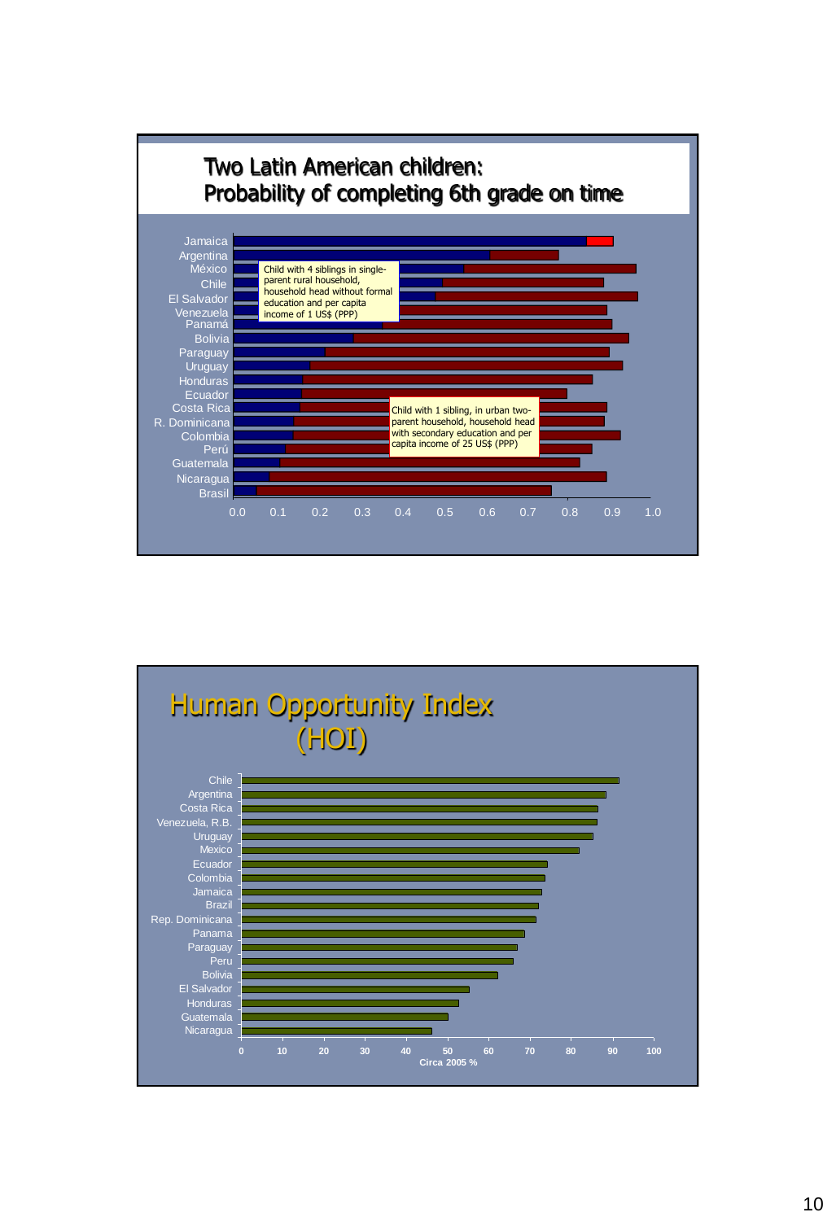# Two Latin American children:
# Probability of completing 6th grade on time

Jamaica
Argentina
México
Chile
El Salvador
Venezuela
Panamá
Bolivia
Paraguay
Uruguay
Honduras
Ecuador
Costa Rica
R. Dominicana
Colombia
Perú
Guatemala
Nicaragua
Brasil

Child with 4 siblings in single-parent rural household, household head without formal education and per capita income of 1 US$ (PPP)

Child with 1 sibling, in urban two-parent household, household head with secondary education and per capita income of 25 US$ (PPP)

0.0 0.1 0.2 0.3 0.4 0.5 0.6 0.7 0.8 0.9 1.0

# Human Opportunity Index (HOI)

Chile
Argentina
Costa Rica
Venezuela, R.B.
Uruguay
Mexico
Ecuador
Colombia
Jamaica
Brazil
Rep. Dominicana
Panama
Paraguay
Peru
Bolivia
El Salvador
Honduras
Guatemala
Nicaragua

0 10 20 30 40 50 60 70 80 90 100

Circa 2005 %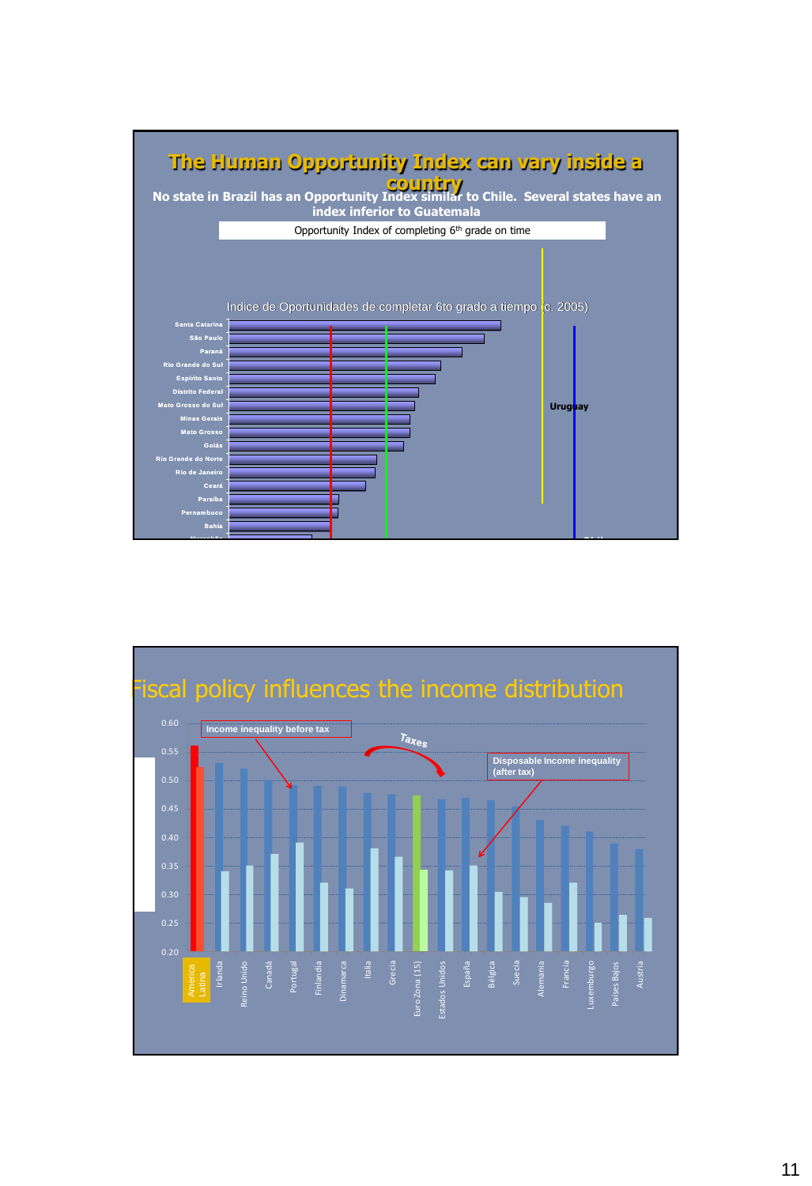# The Human Opportunity Index can vary inside a country

**No state in Brazil has an Opportunity Index similar to Chile. Several states have an index inferior to Guatemala**

Opportunity Index of completing 6th grade on time

Indice de Oportunidades de completar 6to grado a tiempo (c. 2005)

Santa Catarina
São Paulo
Paraná
Rio Grande do Sul
Espírito Santo
Distrito Federal
Mato Grosso do Sul
Minas Gerais
Mato Grosso
Goiás
Rio Grande do Norte
Rio de Janeiro
Ceará
Paraíba
Pernambuco
Bahia

Uruguay

# Fiscal policy influences the income distribution

Income inequality before tax

Taxes

Disposable Income inequality (after tax)

0.60
0.55
0.50
0.45
0.40
0.35
0.30
0.25
0.20

America Latina, Irlanda, Reino Unido, Canadá, Portugal, Finlandia, Dinamarca, Italia, Grecia, Euro Zona (15), Estados Unidos, España, Bélgica, Suecia, Alemania, Francia, Luxemburgo, Países Bajos, Austria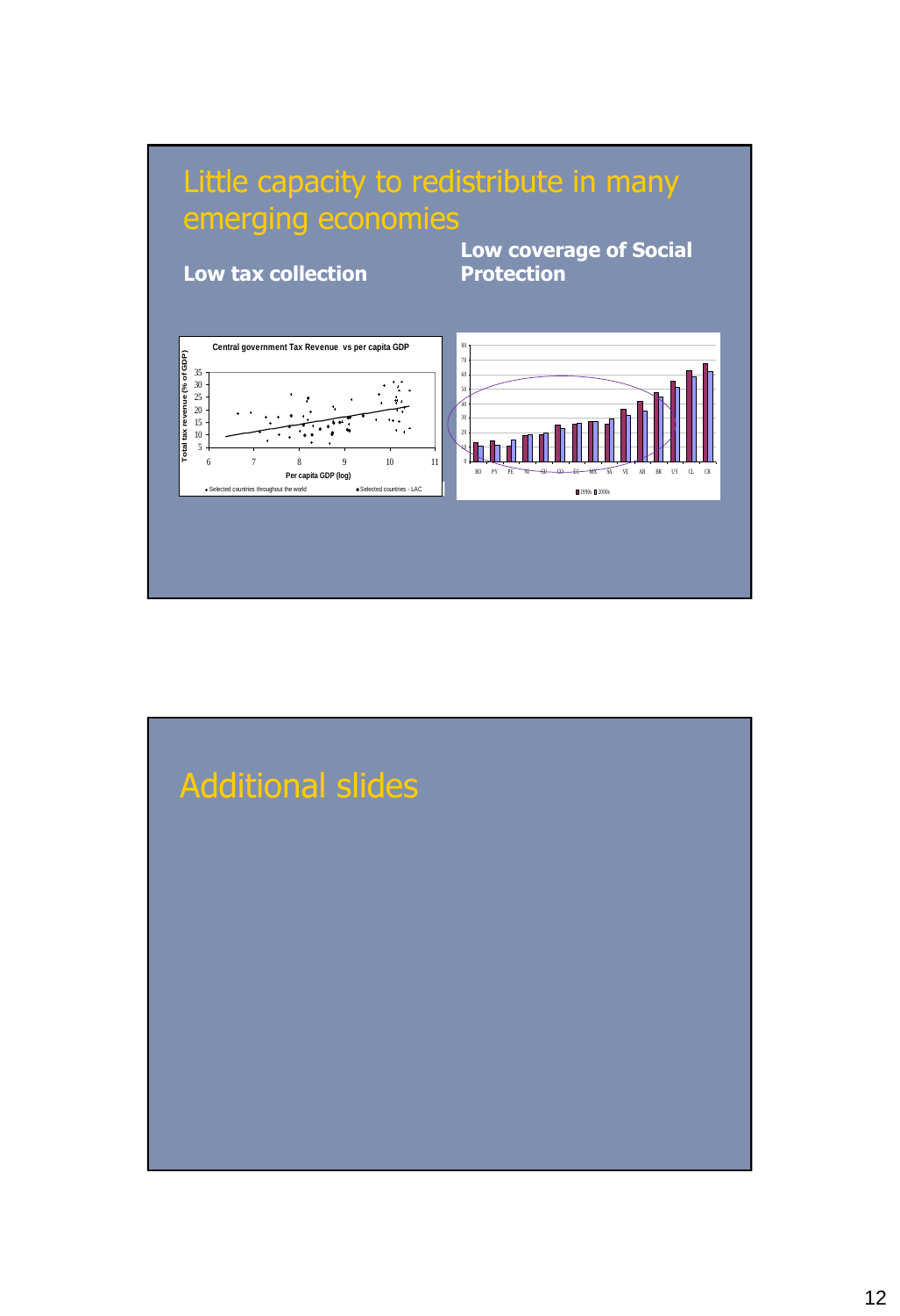# Little capacity to redistribute in many emerging economies

**Low tax collection**

**Low coverage of Social Protection**

Central government Tax Revenue vs per capita GDP

Total tax revenue (% of GDP)

Per capita GDP (log)

Selected countries throughout the world · Selected countries - LAC

BO PY PE NI GU CO EC MX SA VE AR BR UY CL CR

1990s 2000s

# Additional slides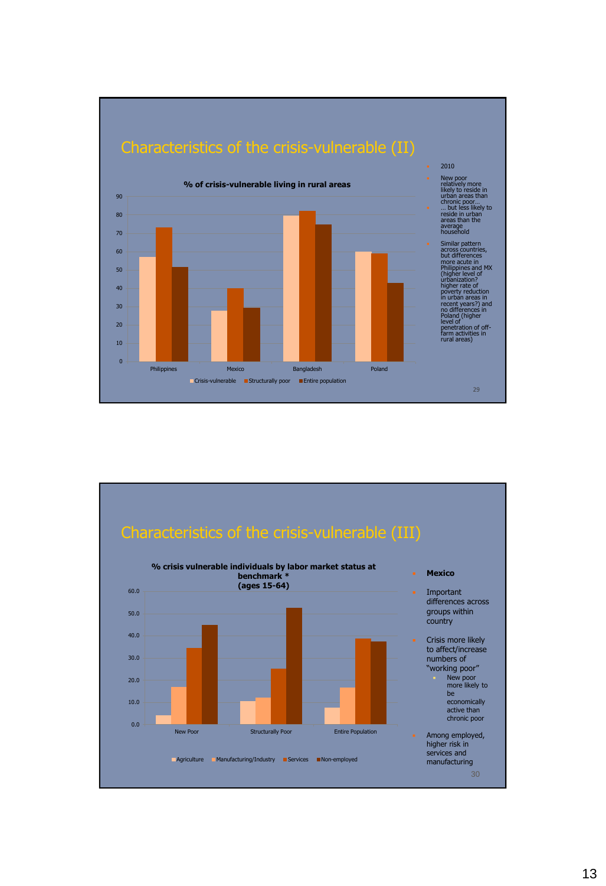## Characteristics of the crisis-vulnerable (II)

**% of crisis-vulnerable living in rural areas**

- 2010
- New poor relatively more likely to reside in urban areas than chronic poor…
- … but less likely to reside in urban areas than the average household
- Similar pattern across countries, but differences more acute in Philippines and MX (higher level of urbanization? higher rate of poverty reduction in urban areas in recent years?) and no differences in Poland (higher level of penetration of off-farm activities in rural areas)

## Characteristics of the crisis-vulnerable (III)

**% crisis vulnerable individuals by labor market status at benchmark * (ages 15-64)**

- **Mexico**
- Important differences across groups within country
- Crisis more likely to affect/increase numbers of "working poor"
  - New poor more likely to be economically active than chronic poor
- Among employed, higher risk in services and manufacturing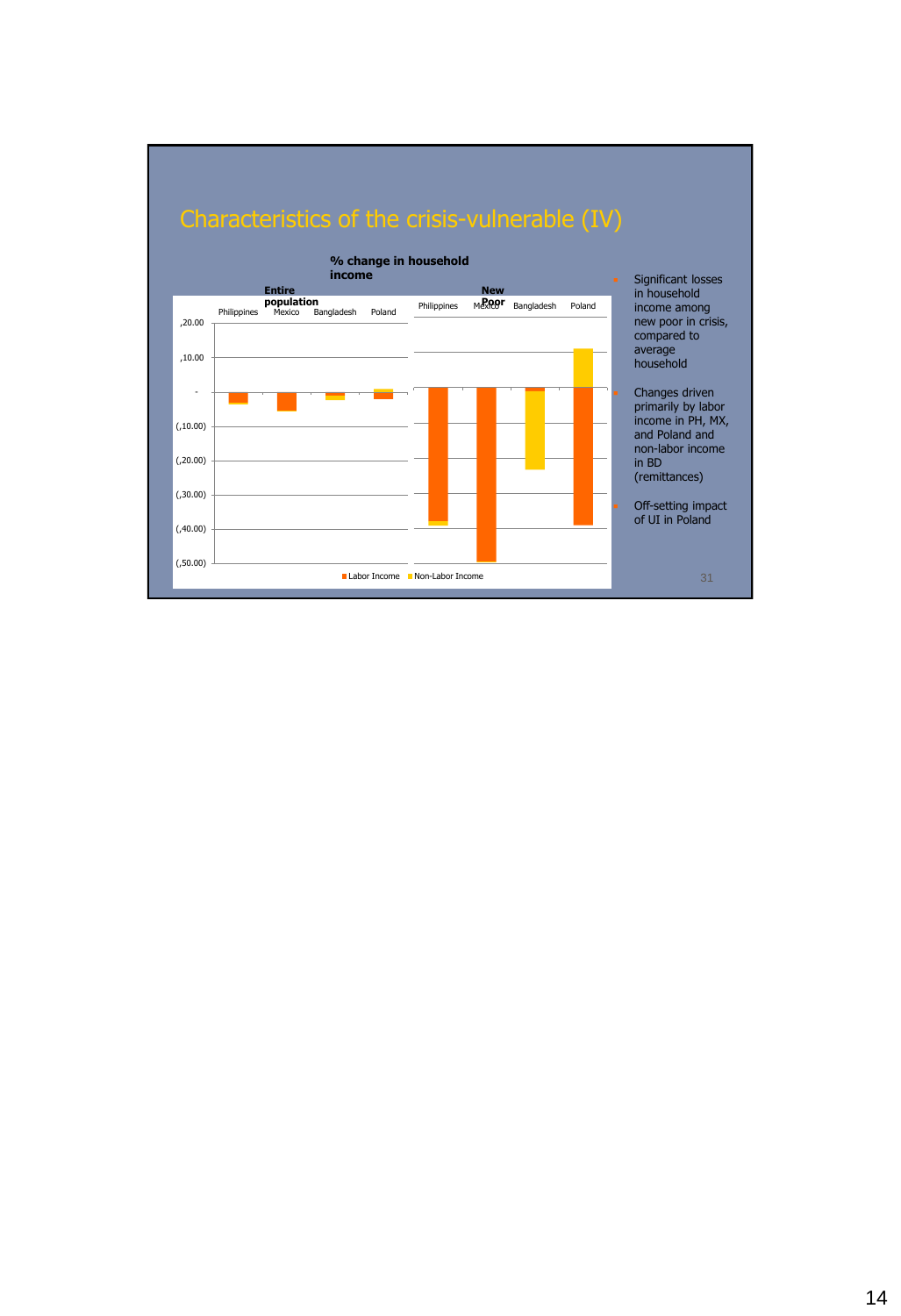# Characteristics of the crisis-vulnerable (IV)

**% change in household income**

**Entire population**

Philippines Mexico Bangladesh Poland

**New Poor**

Philippines Mexico Bangladesh Poland

,20.00
,10.00
-
(,10.00)
(,20.00)
(,30.00)
(,40.00)
(,50.00)

Labor Income Non-Labor Income

- Significant losses in household income among new poor in crisis, compared to average household
- Changes driven primarily by labor income in PH, MX, and Poland and non-labor income in BD (remittances)
- Off-setting impact of UI in Poland

31